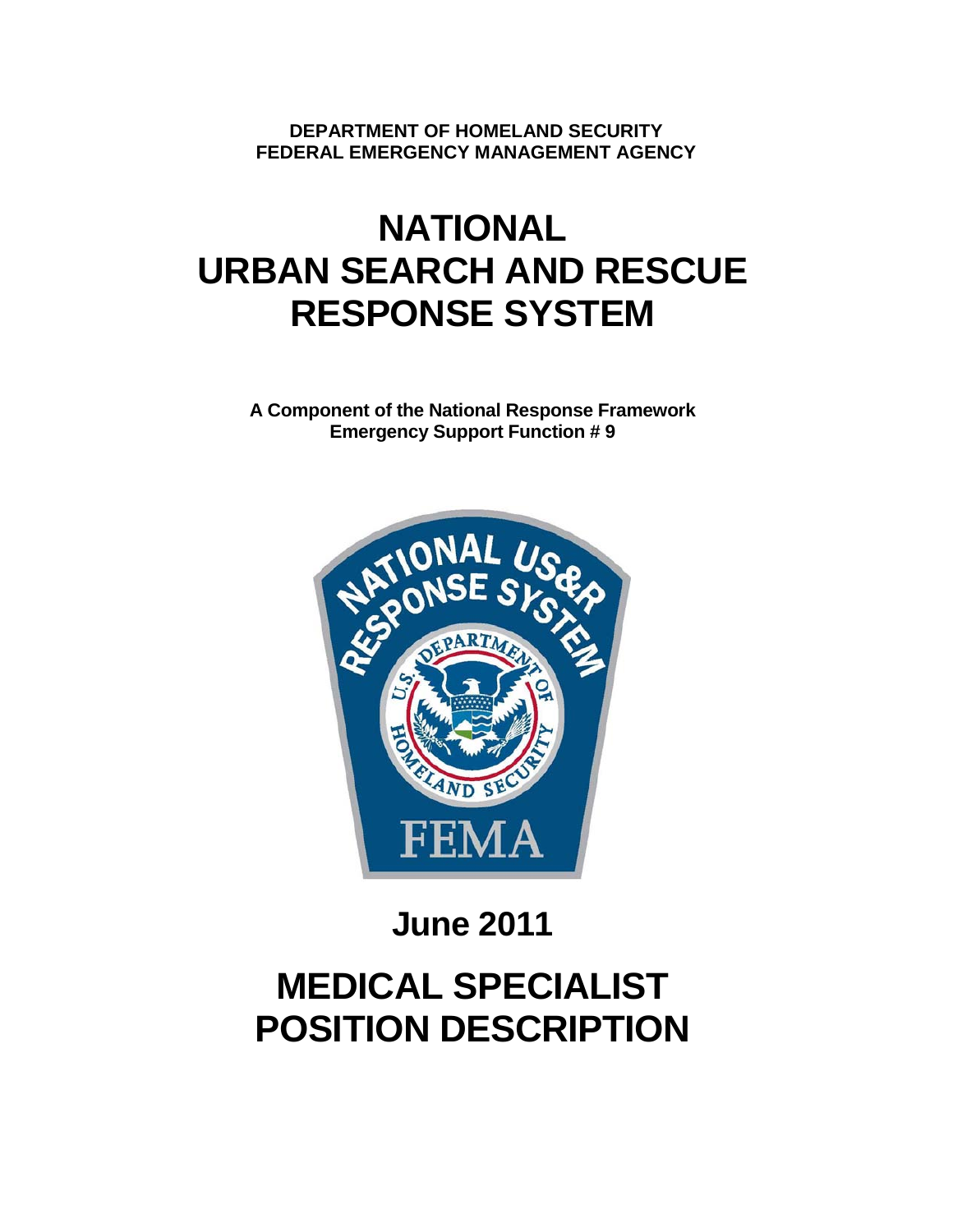**DEPARTMENT OF HOMELAND SECURITY**
**FEDERAL EMERGENCY MANAGEMENT AGENCY**

# NATIONAL URBAN SEARCH AND RESCUE RESPONSE SYSTEM

**A Component of the National Response Framework**
**Emergency Support Function # 9**

## June 2011

# MEDICAL SPECIALIST POSITION DESCRIPTION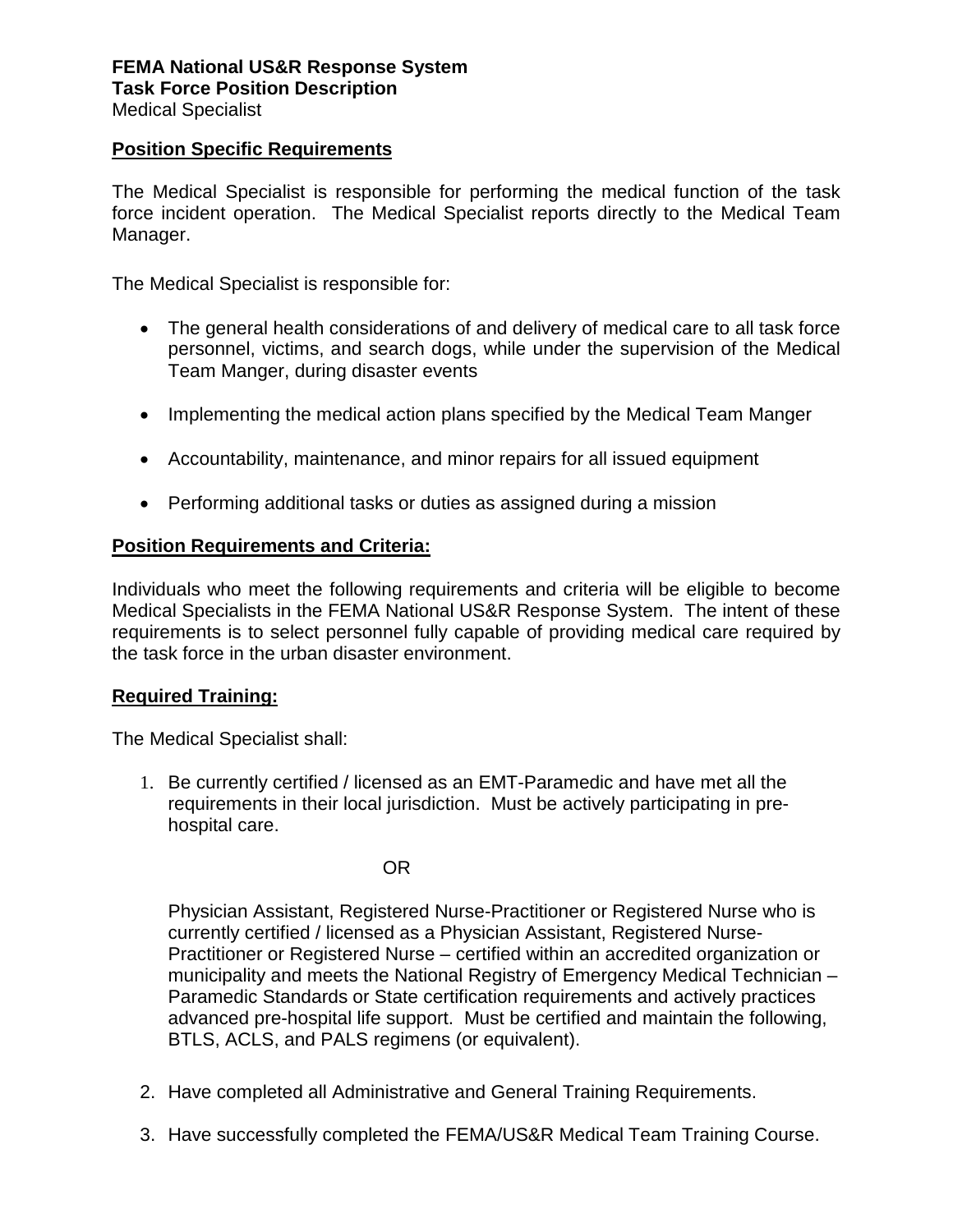**FEMA National US&R Response System**
**Task Force Position Description**
Medical Specialist

**Position Specific Requirements**

The Medical Specialist is responsible for performing the medical function of the task force incident operation. The Medical Specialist reports directly to the Medical Team Manager.

The Medical Specialist is responsible for:

- The general health considerations of and delivery of medical care to all task force personnel, victims, and search dogs, while under the supervision of the Medical Team Manger, during disaster events
- Implementing the medical action plans specified by the Medical Team Manger
- Accountability, maintenance, and minor repairs for all issued equipment
- Performing additional tasks or duties as assigned during a mission

**Position Requirements and Criteria:**

Individuals who meet the following requirements and criteria will be eligible to become Medical Specialists in the FEMA National US&R Response System. The intent of these requirements is to select personnel fully capable of providing medical care required by the task force in the urban disaster environment.

**Required Training:**

The Medical Specialist shall:

1. Be currently certified / licensed as an EMT-Paramedic and have met all the requirements in their local jurisdiction. Must be actively participating in pre-hospital care.

   OR

   Physician Assistant, Registered Nurse-Practitioner or Registered Nurse who is currently certified / licensed as a Physician Assistant, Registered Nurse-Practitioner or Registered Nurse – certified within an accredited organization or municipality and meets the National Registry of Emergency Medical Technician – Paramedic Standards or State certification requirements and actively practices advanced pre-hospital life support. Must be certified and maintain the following, BTLS, ACLS, and PALS regimens (or equivalent).

2. Have completed all Administrative and General Training Requirements.
3. Have successfully completed the FEMA/US&R Medical Team Training Course.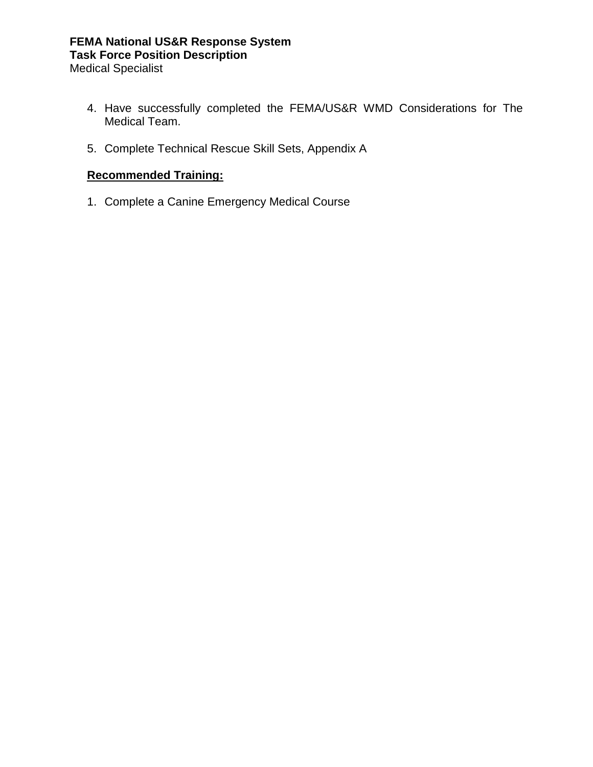4. Have successfully completed the FEMA/US&R WMD Considerations for The Medical Team.

5. Complete Technical Rescue Skill Sets, Appendix A

**Recommended Training:**

1. Complete a Canine Emergency Medical Course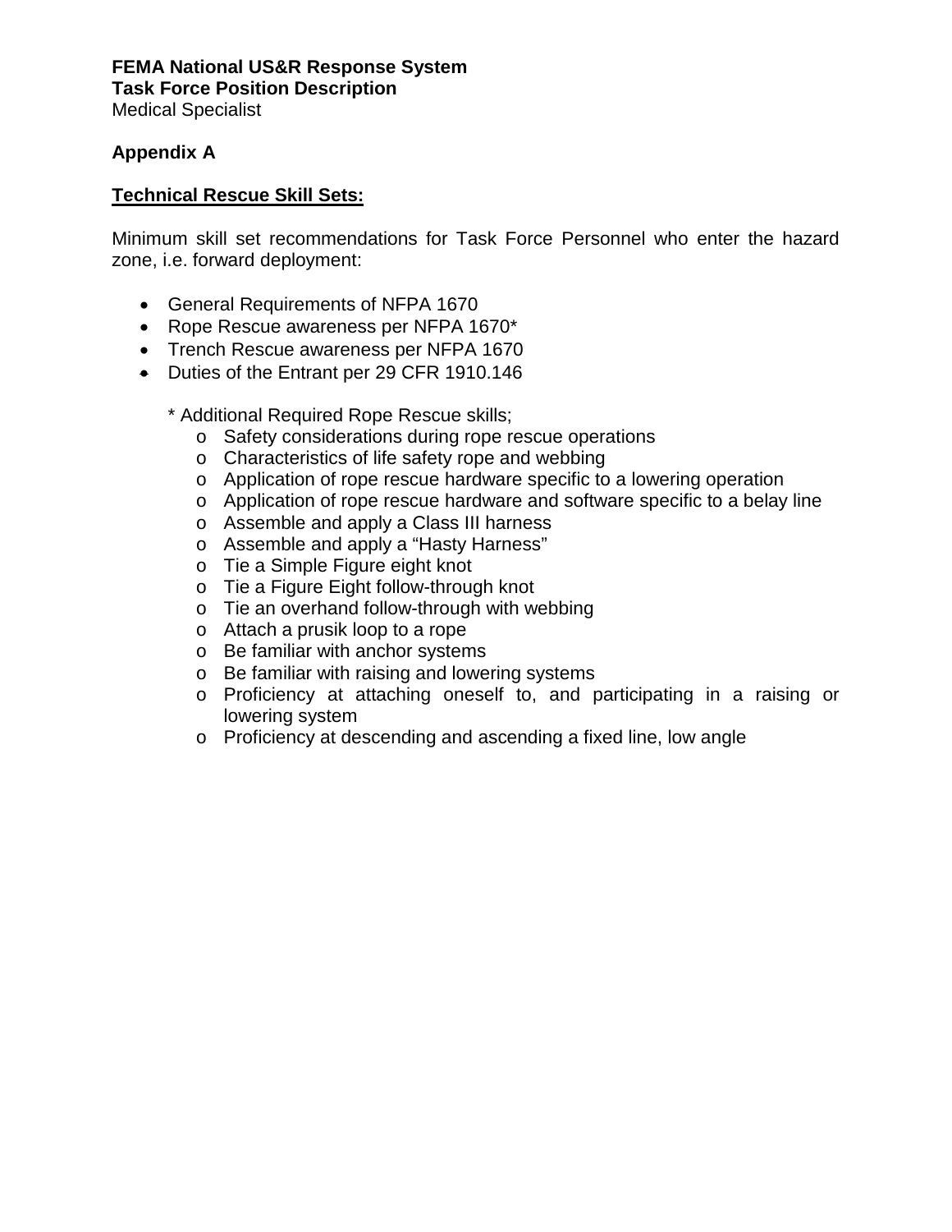**FEMA National US&R Response System**
**Task Force Position Description**
Medical Specialist

## Appendix A

### Technical Rescue Skill Sets:

Minimum skill set recommendations for Task Force Personnel who enter the hazard zone, i.e. forward deployment:

- General Requirements of NFPA 1670
- Rope Rescue awareness per NFPA 1670*
- Trench Rescue awareness per NFPA 1670
- Duties of the Entrant per 29 CFR 1910.146

  * Additional Required Rope Rescue skills;
    - Safety considerations during rope rescue operations
    - Characteristics of life safety rope and webbing
    - Application of rope rescue hardware specific to a lowering operation
    - Application of rope rescue hardware and software specific to a belay line
    - Assemble and apply a Class III harness
    - Assemble and apply a "Hasty Harness"
    - Tie a Simple Figure eight knot
    - Tie a Figure Eight follow-through knot
    - Tie an overhand follow-through with webbing
    - Attach a prusik loop to a rope
    - Be familiar with anchor systems
    - Be familiar with raising and lowering systems
    - Proficiency at attaching oneself to, and participating in a raising or lowering system
    - Proficiency at descending and ascending a fixed line, low angle